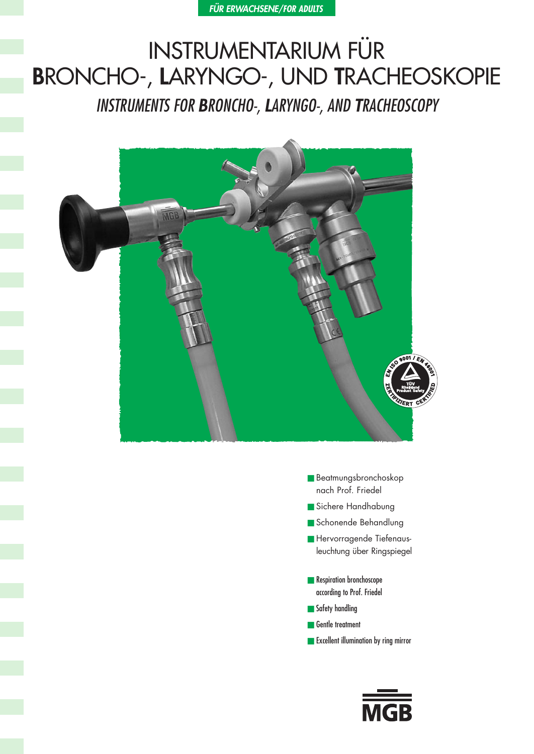***FÜR ERWACHSENE/FOR ADULTS***

# INSTRUMENTARIUM FÜR **B**RONCHO-, **L**ARYNGO-, UND **T**RACHEOSKOPIE

## *INSTRUMENTS FOR **B**RONCHO-, **L**ARYNGO-, AND **T**RACHEOSCOPY*

- Beatmungsbronchoskop nach Prof. Friedel
- Sichere Handhabung
- Schonende Behandlung
- Hervorragende Tiefenausleuchtung über Ringspiegel

- Respiration bronchoscope according to Prof. Friedel
- Safety handling
- Gentle treatment
- Excellent illumination by ring mirror

MGB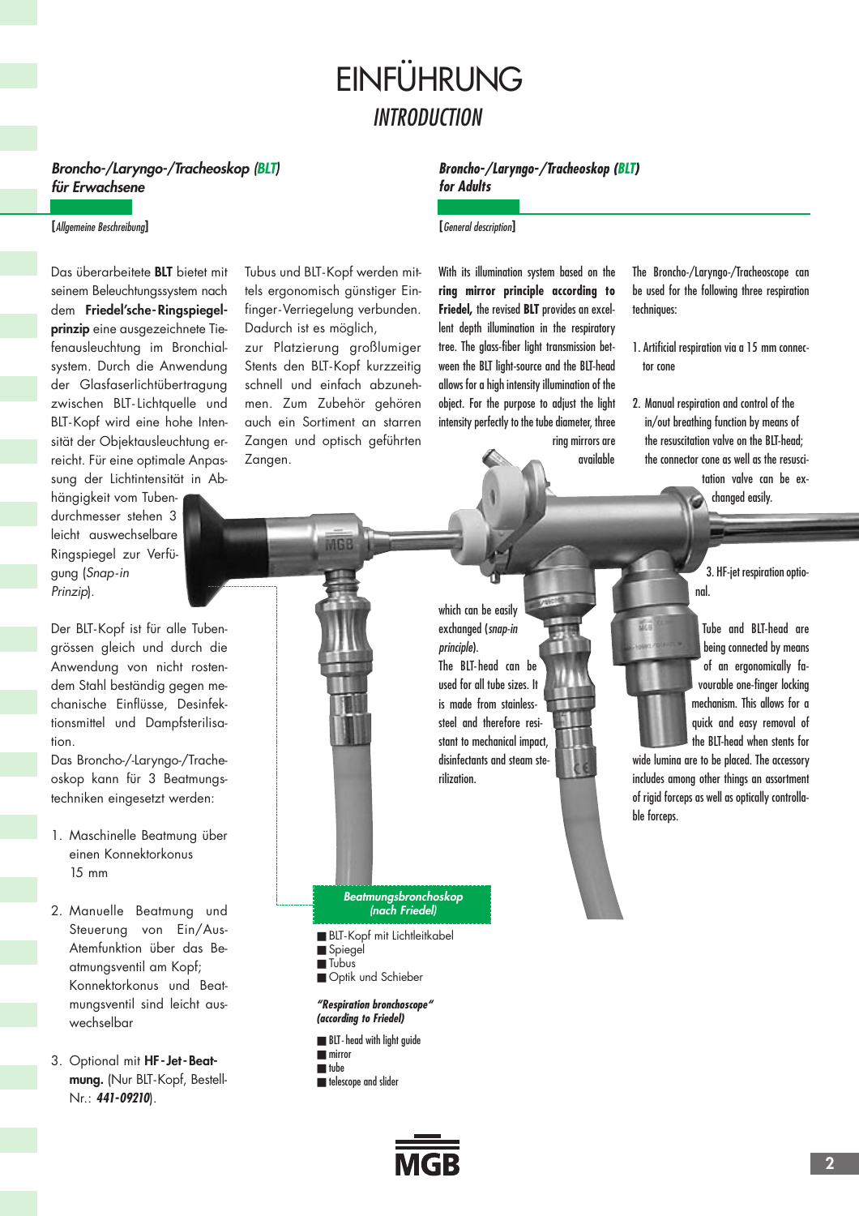# EINFÜHRUNG

## *INTRODUCTION*

### *Broncho-/Laryngo-/Tracheoskop (BLT) für Erwachsene*

**[***Allgemeine Beschreibung***]**

Das überarbeitete **BLT** bietet mit seinem Beleuchtungssystem nach dem **Friedel'sche-Ringspiegelprinzip** eine ausgezeichnete Tiefenausleuchtung im Bronchialsystem. Durch die Anwendung der Glasfaserlichtübertragung zwischen BLT-Lichtquelle und BLT-Kopf wird eine hohe Intensität der Objektausleuchtung erreicht. Für eine optimale Anpassung der Lichtintensität in Abhängigkeit vom Tubendurchmesser stehen 3 leicht auswechselbare Ringspiegel zur Verfügung (*Snap-in Prinzip*).

Der BLT-Kopf ist für alle Tubengrössen gleich und durch die Anwendung von nicht rostendem Stahl beständig gegen mechanische Einflüsse, Desinfektionsmittel und Dampfsterilisation.

Das Broncho-/-Laryngo-/Tracheoskop kann für 3 Beatmungstechniken eingesetzt werden:

1. Maschinelle Beatmung über einen Konnektorkonus 15 mm
2. Manuelle Beatmung und Steuerung von Ein/Aus-Atemfunktion über das Beatmungsventil am Kopf; Konnektorkonus und Beatmungsventil sind leicht auswechselbar
3. Optional mit **HF-Jet-Beatmung.** (Nur BLT-Kopf, Bestell-Nr.: ***441-09210***).

Tubus und BLT-Kopf werden mittels ergonomisch günstiger Einfinger-Verriegelung verbunden. Dadurch ist es möglich, zur Platzierung großlumiger Stents den BLT-Kopf kurzzeitig schnell und einfach abzunehmen. Zum Zubehör gehören auch ein Sortiment an starren Zangen und optisch geführten Zangen.

### *Broncho-/Laryngo-/Tracheoskop (BLT) for Adults*

**[***General description***]**

With its illumination system based on the **ring mirror principle according to Friedel,** the revised **BLT** provides an excellent depth illumination in the respiratory tree. The glass-fiber light transmission between the BLT light-source and the BLT-head allows for a high intensity illumination of the object. For the purpose to adjust the light intensity perfectly to the tube diameter, three ring mirrors are available which can be easily exchanged (*snap-in principle*).

The BLT-head can be used for all tube sizes. It is made from stainless-steel and therefore resistant to mechanical impact, disinfectants and steam sterilization.

The Broncho-/Laryngo-/Tracheoscope can be used for the following three respiration techniques:

1. Artificial respiration via a 15 mm connector cone
2. Manual respiration and control of the in/out breathing function by means of the resuscitation valve on the BLT-head; the connector cone as well as the resuscitation valve can be exchanged easily.
3. HF-jet respiration optional.

Tube and BLT-head are being connected by means of an ergonomically favourable one-finger locking mechanism. This allows for a quick and easy removal of the BLT-head when stents for wide lumina are to be placed. The accessory includes among other things an assortment of rigid forceps as well as optically controllable forceps.

***Beatmungsbronchoskop (nach Friedel)***

- BLT-Kopf mit Lichtleitkabel
- Spiegel
- Tubus
- Optik und Schieber

***"Respiration bronchoscope" (according to Friedel)***

- BLT-head with light guide
- mirror
- tube
- telescope and slider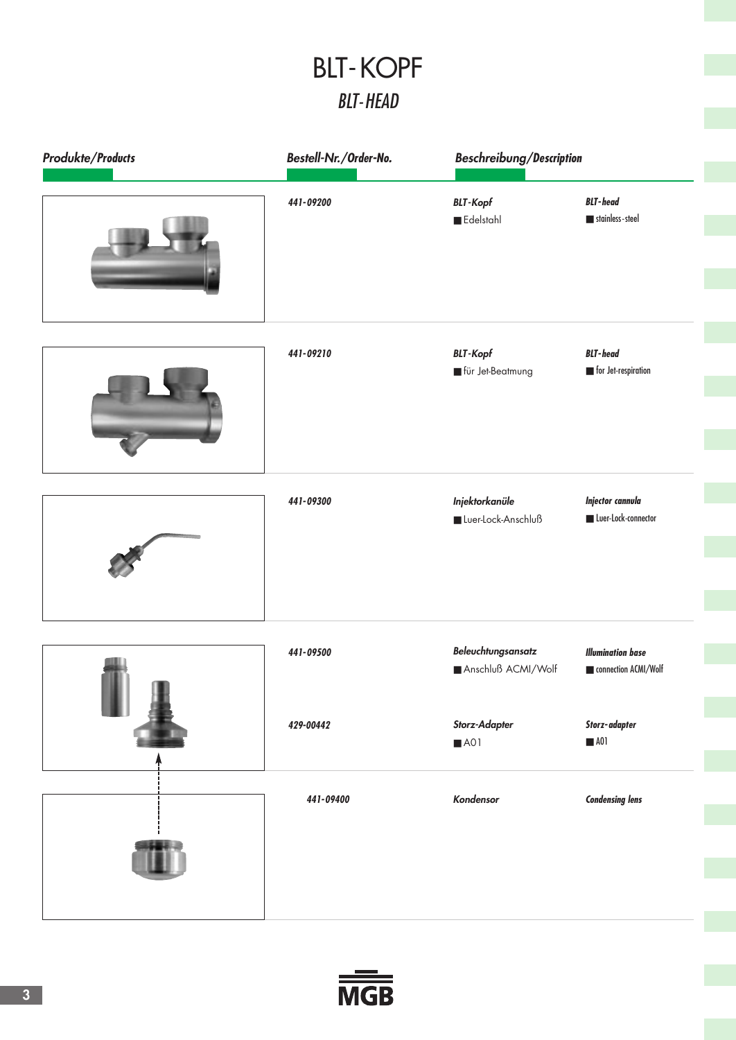# BLT-KOPF

## *BLT-HEAD*

| Produkte/Products | Bestell-Nr./Order-No. | Beschreibung/Description | |
|---|---|---|---|
| | *441-09200* | *BLT-Kopf*<br>■ Edelstahl | *BLT-head*<br>■ stainless-steel |
| | *441-09210* | *BLT-Kopf*<br>■ für Jet-Beatmung | *BLT-head*<br>■ for Jet-respiration |
| | *441-09300* | *Injektorkanüle*<br>■ Luer-Lock-Anschluß | *Injector cannula*<br>■ Luer-Lock-connector |
| | *441-09500* | *Beleuchtungsansatz*<br>■ Anschluß ACMI/Wolf | *Illumination base*<br>■ connection ACMI/Wolf |
| | *429-00442* | *Storz-Adapter*<br>■ A01 | *Storz-adapter*<br>■ A01 |
| | *441-09400* | *Kondensor* | *Condensing lens* |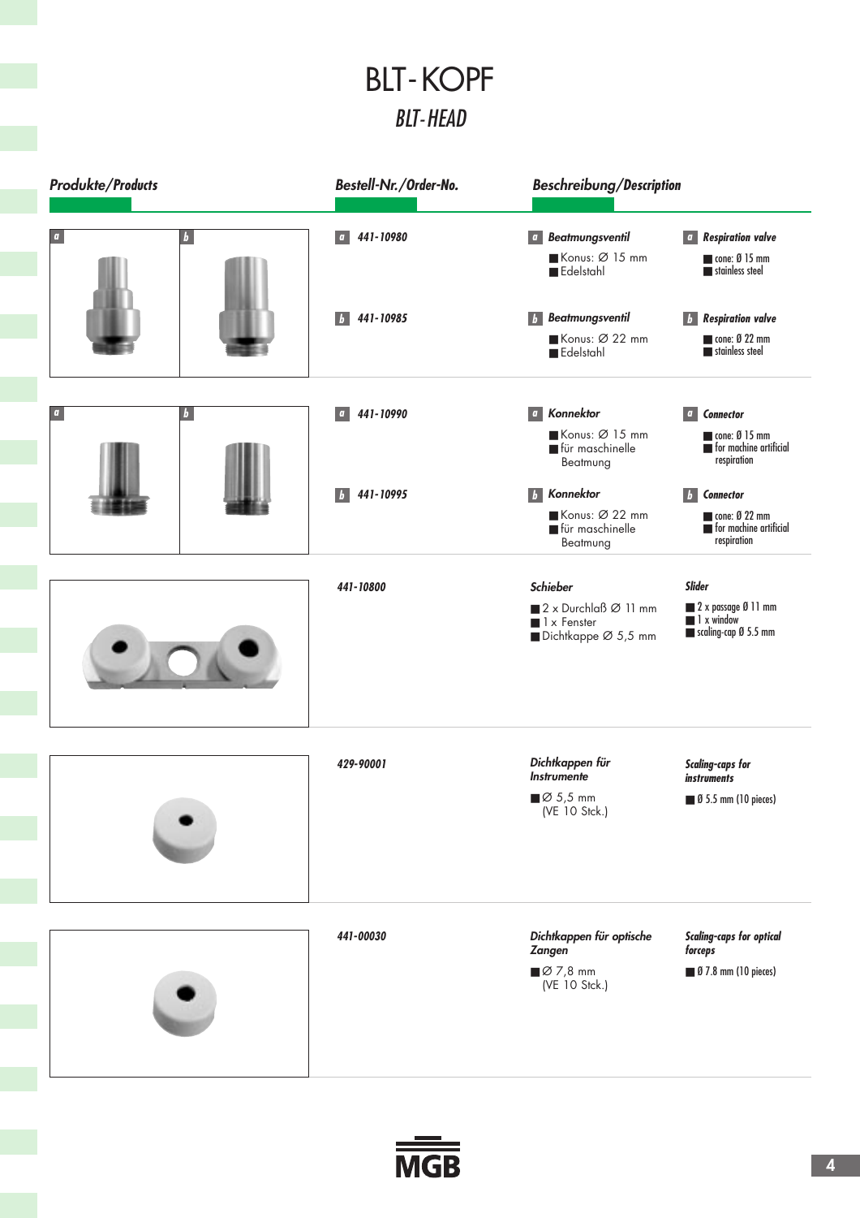# BLT-KOPF

## *BLT-HEAD*

| Produkte/Products | Bestell-Nr./Order-No. | Beschreibung | Description |
|---|---|---|---|
| a, b | **a** 441-10980 | **a Beatmungsventil**<br>■ Konus: Ø 15 mm<br>■ Edelstahl | **a Respiration valve**<br>■ cone: Ø 15 mm<br>■ stainless steel |
| | **b** 441-10985 | **b Beatmungsventil**<br>■ Konus: Ø 22 mm<br>■ Edelstahl | **b Respiration valve**<br>■ cone: Ø 22 mm<br>■ stainless steel |
| a, b | **a** 441-10990 | **a Konnektor**<br>■ Konus: Ø 15 mm<br>■ für maschinelle Beatmung | **a Connector**<br>■ cone: Ø 15 mm<br>■ for machine artificial respiration |
| | **b** 441-10995 | **b Konnektor**<br>■ Konus: Ø 22 mm<br>■ für maschinelle Beatmung | **b Connector**<br>■ cone: Ø 22 mm<br>■ for machine artificial respiration |
| | 441-10800 | **Schieber**<br>■ 2 x Durchlaß Ø 11 mm<br>■ 1 x Fenster<br>■ Dichtkappe Ø 5,5 mm | **Slider**<br>■ 2 x passage Ø 11 mm<br>■ 1 x window<br>■ scaling-cap Ø 5.5 mm |
| | 429-90001 | **Dichtkappen für Instrumente**<br>■ Ø 5,5 mm (VE 10 Stck.) | **Scaling-caps for instruments**<br>■ Ø 5.5 mm (10 pieces) |
| | 441-00030 | **Dichtkappen für optische Zangen**<br>■ Ø 7,8 mm (VE 10 Stck.) | **Scaling-caps for optical forceps**<br>■ Ø 7.8 mm (10 pieces) |

MGB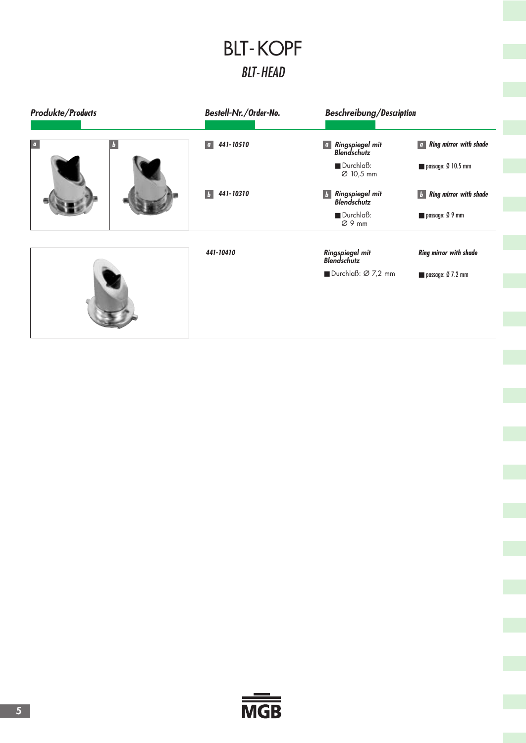# BLT-KOPF

## *BLT-HEAD*

| Produkte/Products | Bestell-Nr./Order-No. | Beschreibung/Description | |
|---|---|---|---|
| a, b | a 441-10510 | a *Ringspiegel mit Blendschutz*<br>■ Durchlaß: ∅ 10,5 mm | a *Ring mirror with shade*<br>■ passage: Ø 10.5 mm |
| | b 441-10310 | b *Ringspiegel mit Blendschutz*<br>■ Durchlaß: ∅ 9 mm | b *Ring mirror with shade*<br>■ passage: Ø 9 mm |
| | 441-10410 | *Ringspiegel mit Blendschutz*<br>■ Durchlaß: ∅ 7,2 mm | *Ring mirror with shade*<br>■ passage: Ø 7.2 mm |

MGB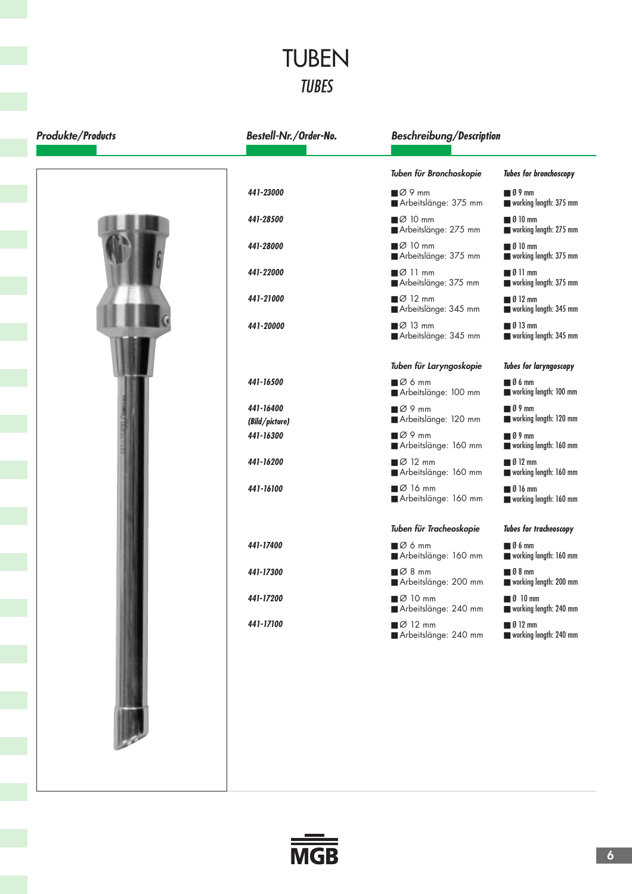# TUBEN

## *TUBES*

| *Produkte/Products* | *Bestell-Nr./Order-No.* | *Beschreibung/Description* | |
|---|---|---|---|
| | | ***Tuben für Bronchoskopie*** | ***Tubes for bronchoscopy*** |
| | ***441-23000*** | ■ Ø 9 mm<br>■ Arbeitslänge: 375 mm | ■ Ø 9 mm<br>■ working length: 375 mm |
| | ***441-28500*** | ■ Ø 10 mm<br>■ Arbeitslänge: 275 mm | ■ Ø 10 mm<br>■ working length: 275 mm |
| | ***441-28000*** | ■ Ø 10 mm<br>■ Arbeitslänge: 375 mm | ■ Ø 10 mm<br>■ working length: 375 mm |
| | ***441-22000*** | ■ Ø 11 mm<br>■ Arbeitslänge: 375 mm | ■ Ø 11 mm<br>■ working length: 375 mm |
| | ***441-21000*** | ■ Ø 12 mm<br>■ Arbeitslänge: 345 mm | ■ Ø 12 mm<br>■ working length: 345 mm |
| | ***441-20000*** | ■ Ø 13 mm<br>■ Arbeitslänge: 345 mm | ■ Ø 13 mm<br>■ working length: 345 mm |
| | | ***Tuben für Laryngoskopie*** | ***Tubes for laryngoscopy*** |
| | ***441-16500*** | ■ Ø 6 mm<br>■ Arbeitslänge: 100 mm | ■ Ø 6 mm<br>■ working length: 100 mm |
| | ***441-16400 (Bild/picture)*** | ■ Ø 9 mm<br>■ Arbeitslänge: 120 mm | ■ Ø 9 mm<br>■ working length: 120 mm |
| | ***441-16300*** | ■ Ø 9 mm<br>■ Arbeitslänge: 160 mm | ■ Ø 9 mm<br>■ working length: 160 mm |
| | ***441-16200*** | ■ Ø 12 mm<br>■ Arbeitslänge: 160 mm | ■ Ø 12 mm<br>■ working length: 160 mm |
| | ***441-16100*** | ■ Ø 16 mm<br>■ Arbeitslänge: 160 mm | ■ Ø 16 mm<br>■ working length: 160 mm |
| | | ***Tuben für Tracheoskopie*** | ***Tubes for tracheoscopy*** |
| | ***441-17400*** | ■ Ø 6 mm<br>■ Arbeitslänge: 160 mm | ■ Ø 6 mm<br>■ working length: 160 mm |
| | ***441-17300*** | ■ Ø 8 mm<br>■ Arbeitslänge: 200 mm | ■ Ø 8 mm<br>■ working length: 200 mm |
| | ***441-17200*** | ■ Ø 10 mm<br>■ Arbeitslänge: 240 mm | ■ Ø 10 mm<br>■ working length: 240 mm |
| | ***441-17100*** | ■ Ø 12 mm<br>■ Arbeitslänge: 240 mm | ■ Ø 12 mm<br>■ working length: 240 mm |

MGB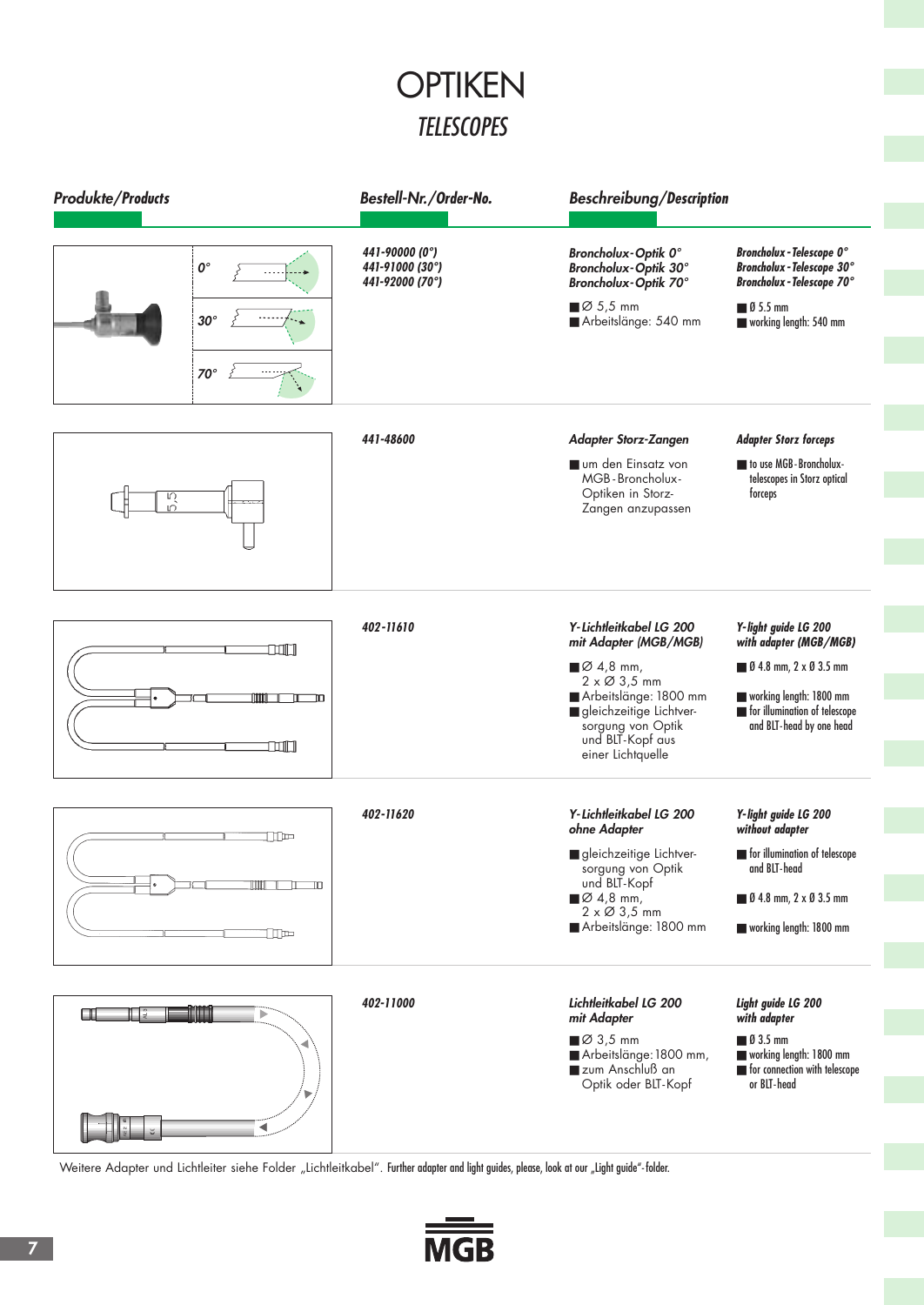# OPTIKEN

## *TELESCOPES*

| Produkte/Products | Bestell-Nr./Order-No. | Beschreibung/Description | |
|---|---|---|---|
| 0° / 30° / 70° | 441-90000 (0°)<br>441-91000 (30°)<br>441-92000 (70°) | **Broncholux-Optik 0°**<br>**Broncholux-Optik 30°**<br>**Broncholux-Optik 70°**<br>■ Ø 5,5 mm<br>■ Arbeitslänge: 540 mm | **Broncholux-Telescope 0°**<br>**Broncholux-Telescope 30°**<br>**Broncholux-Telescope 70°**<br>■ Ø 5.5 mm<br>■ working length: 540 mm |
| 5,5 | 441-48600 | **Adapter Storz-Zangen**<br>■ um den Einsatz von MGB-Broncholux-Optiken in Storz-Zangen anzupassen | **Adapter Storz forceps**<br>■ to use MGB-Broncholux-telescopes in Storz optical forceps |
| | 402-11610 | **Y-Lichtleitkabel LG 200 mit Adapter (MGB/MGB)**<br>■ Ø 4,8 mm, 2 x Ø 3,5 mm<br>■ Arbeitslänge: 1800 mm<br>■ gleichzeitige Lichtversorgung von Optik und BLT-Kopf aus einer Lichtquelle | **Y-light guide LG 200 with adapter (MGB/MGB)**<br>■ Ø 4.8 mm, 2 x Ø 3.5 mm<br>■ working length: 1800 mm<br>■ for illumination of telescope and BLT-head by one head |
| | 402-11620 | **Y-Lichtleitkabel LG 200 ohne Adapter**<br>■ gleichzeitige Lichtversorgung von Optik und BLT-Kopf<br>■ Ø 4,8 mm, 2 x Ø 3,5 mm<br>■ Arbeitslänge: 1800 mm | **Y-light guide LG 200 without adapter**<br>■ for illumination of telescope and BLT-head<br>■ Ø 4.8 mm, 2 x Ø 3.5 mm<br>■ working length: 1800 mm |
| | 402-11000 | **Lichtleitkabel LG 200 mit Adapter**<br>■ Ø 3,5 mm<br>■ Arbeitslänge: 1800 mm,<br>■ zum Anschluß an Optik oder BLT-Kopf | **Light guide LG 200 with adapter**<br>■ Ø 3.5 mm<br>■ working length: 1800 mm<br>■ for connection with telescope or BLT-head |

Weitere Adapter und Lichtleiter siehe Folder „Lichtleitkabel". Further adapter and light guides, please, look at our „Light guide"-folder.

MGB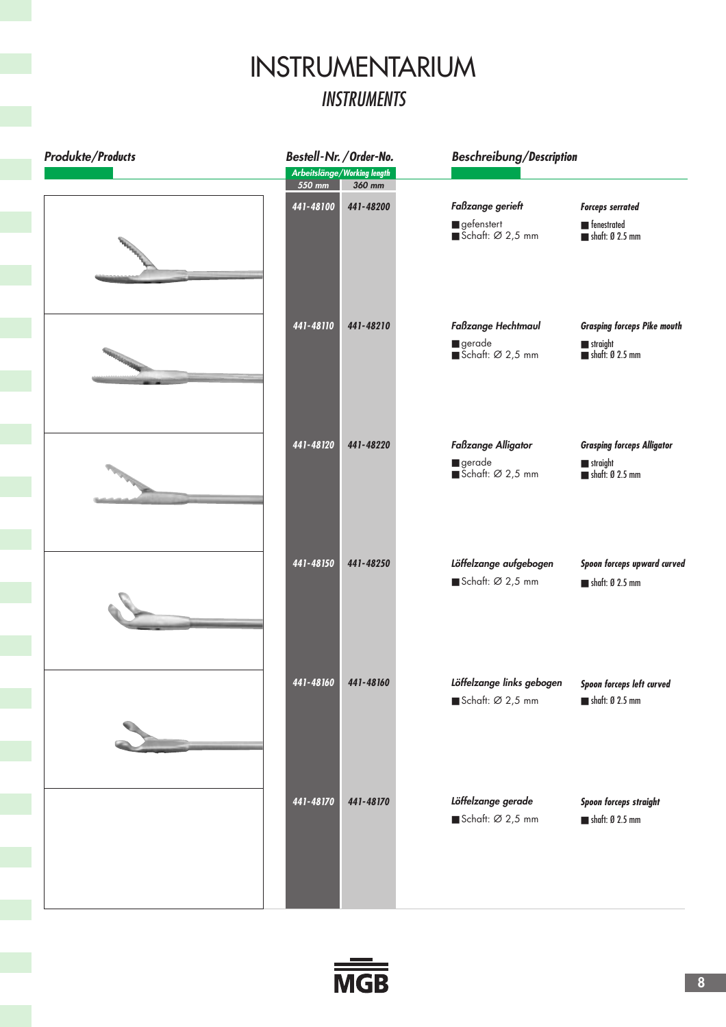# INSTRUMENTARIUM

## *INSTRUMENTS*

| *Produkte/Products* | *Bestell-Nr. / Order-No.* | | *Beschreibung/Description* | |
|---|---|---|---|---|
| | *Arbeitslänge/Working length* | | | |
| | *550 mm* | *360 mm* | | |
| | *441-48100* | *441-48200* | ***Faßzange gerieft***<br>■ gefenstert<br>■ Schaft: Ø 2,5 mm | ***Forceps serrated***<br>■ fenestrated<br>■ shaft: Ø 2.5 mm |
| | *441-48110* | *441-48210* | ***Faßzange Hechtmaul***<br>■ gerade<br>■ Schaft: Ø 2,5 mm | ***Grasping forceps Pike mouth***<br>■ straight<br>■ shaft: Ø 2.5 mm |
| | *441-48120* | *441-48220* | ***Faßzange Alligator***<br>■ gerade<br>■ Schaft: Ø 2,5 mm | ***Grasping forceps Alligator***<br>■ straight<br>■ shaft: Ø 2.5 mm |
| | *441-48150* | *441-48250* | ***Löffelzange aufgebogen***<br>■ Schaft: Ø 2,5 mm | ***Spoon forceps upward curved***<br>■ shaft: Ø 2.5 mm |
| | *441-48160* | *441-48160* | ***Löffelzange links gebogen***<br>■ Schaft: Ø 2,5 mm | ***Spoon forceps left curved***<br>■ shaft: Ø 2.5 mm |
| | *441-48170* | *441-48170* | ***Löffelzange gerade***<br>■ Schaft: Ø 2,5 mm | ***Spoon forceps straight***<br>■ shaft: Ø 2.5 mm |

MGB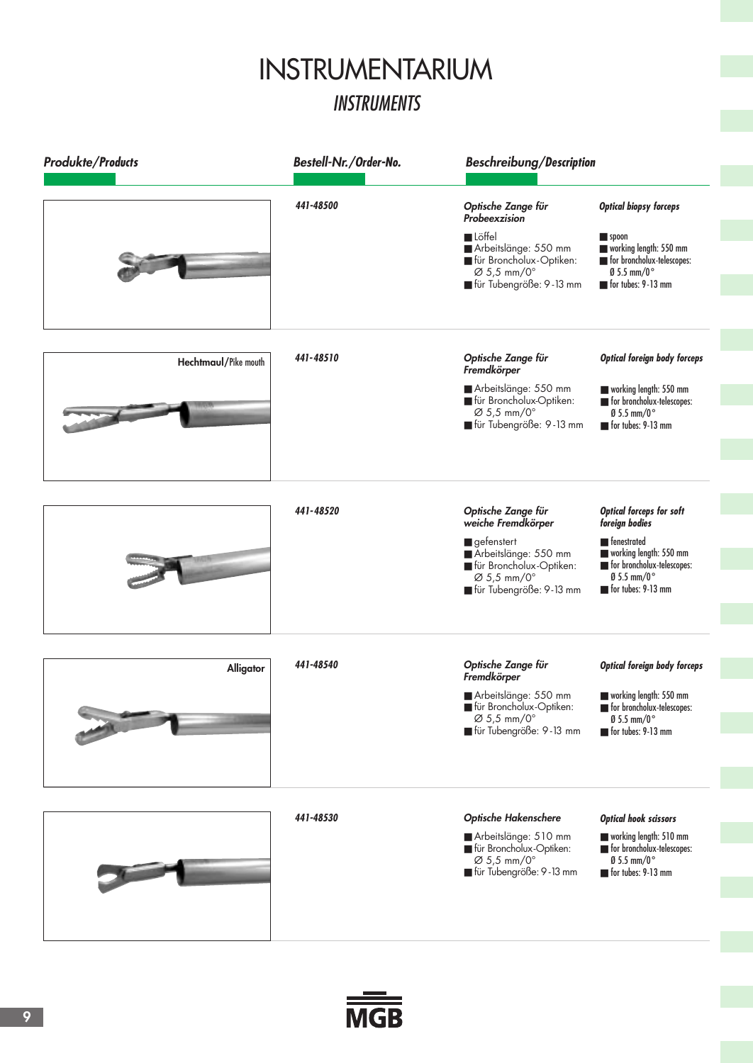# INSTRUMENTARIUM

## *INSTRUMENTS*

| Produkte/Products | Bestell-Nr./Order-No. | Beschreibung | Description |
|---|---|---|---|
| | *441-48500* | ***Optische Zange für Probeexzision***<br>■ Löffel<br>■ Arbeitslänge: 550 mm<br>■ für Broncholux-Optiken: Ø 5,5 mm/0°<br>■ für Tubengröße: 9-13 mm | ***Optical biopsy forceps***<br>■ spoon<br>■ working length: 550 mm<br>■ for broncholux-telescopes: Ø 5.5 mm/0°<br>■ for tubes: 9-13 mm |
| **Hechtmaul**/Pike mouth | *441-48510* | ***Optische Zange für Fremdkörper***<br>■ Arbeitslänge: 550 mm<br>■ für Broncholux-Optiken: Ø 5,5 mm/0°<br>■ für Tubengröße: 9-13 mm | ***Optical foreign body forceps***<br>■ working length: 550 mm<br>■ for broncholux-telescopes: Ø 5.5 mm/0°<br>■ for tubes: 9-13 mm |
| | *441-48520* | ***Optische Zange für weiche Fremdkörper***<br>■ gefenstert<br>■ Arbeitslänge: 550 mm<br>■ für Broncholux-Optiken: Ø 5,5 mm/0°<br>■ für Tubengröße: 9-13 mm | ***Optical forceps for soft foreign bodies***<br>■ fenestrated<br>■ working length: 550 mm<br>■ for broncholux-telescopes: Ø 5.5 mm/0°<br>■ for tubes: 9-13 mm |
| **Alligator** | *441-48540* | ***Optische Zange für Fremdkörper***<br>■ Arbeitslänge: 550 mm<br>■ für Broncholux-Optiken: Ø 5,5 mm/0°<br>■ für Tubengröße: 9-13 mm | ***Optical foreign body forceps***<br>■ working length: 550 mm<br>■ for broncholux-telescopes: Ø 5.5 mm/0°<br>■ for tubes: 9-13 mm |
| | *441-48530* | ***Optische Hakenschere***<br>■ Arbeitslänge: 510 mm<br>■ für Broncholux-Optiken: Ø 5,5 mm/0°<br>■ für Tubengröße: 9-13 mm | ***Optical hook scissors***<br>■ working length: 510 mm<br>■ for broncholux-telescopes: Ø 5.5 mm/0°<br>■ for tubes: 9-13 mm |

MGB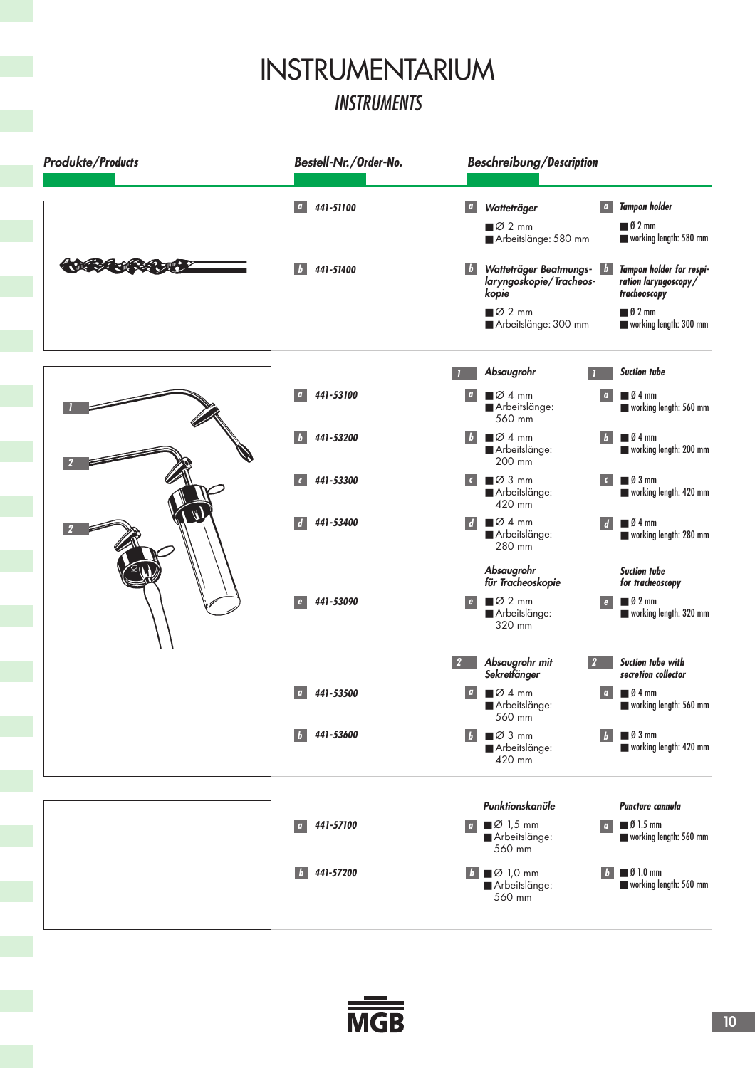# INSTRUMENTARIUM

## *INSTRUMENTS*

| Produkte/Products | Bestell-Nr./Order-No. | Beschreibung | Description |
|---|---|---|---|
| | a 441-51100 | a *Watteträger* ■ Ø 2 mm ■ Arbeitslänge: 580 mm | a *Tampon holder* ■ Ø 2 mm ■ working length: 580 mm |
| | b 441-51400 | b *Watteträger Beatmungs-laryngoskopie/Tracheoskopie* ■ Ø 2 mm ■ Arbeitslänge: 300 mm | b *Tampon holder for respiration laryngoscopy/tracheoscopy* ■ Ø 2 mm ■ working length: 300 mm |
| 1 | | 1 *Absaugrohr* | 1 *Suction tube* |
| | a 441-53100 | a ■ Ø 4 mm ■ Arbeitslänge: 560 mm | a ■ Ø 4 mm ■ working length: 560 mm |
| | b 441-53200 | b ■ Ø 4 mm ■ Arbeitslänge: 200 mm | b ■ Ø 4 mm ■ working length: 200 mm |
| | c 441-53300 | c ■ Ø 3 mm ■ Arbeitslänge: 420 mm | c ■ Ø 3 mm ■ working length: 420 mm |
| | d 441-53400 | d ■ Ø 4 mm ■ Arbeitslänge: 280 mm | d ■ Ø 4 mm ■ working length: 280 mm |
| | | *Absaugrohr für Tracheoskopie* | *Suction tube for tracheoscopy* |
| | e 441-53090 | e ■ Ø 2 mm ■ Arbeitslänge: 320 mm | e ■ Ø 2 mm ■ working length: 320 mm |
| 2 | | 2 *Absaugrohr mit Sekretfänger* | 2 *Suction tube with secretion collector* |
| | a 441-53500 | a ■ Ø 4 mm ■ Arbeitslänge: 560 mm | a ■ Ø 4 mm ■ working length: 560 mm |
| | b 441-53600 | b ■ Ø 3 mm ■ Arbeitslänge: 420 mm | b ■ Ø 3 mm ■ working length: 420 mm |
| | | *Punktionskanüle* | *Puncture cannula* |
| | a 441-57100 | a ■ Ø 1,5 mm ■ Arbeitslänge: 560 mm | a ■ Ø 1.5 mm ■ working length: 560 mm |
| | b 441-57200 | b ■ Ø 1,0 mm ■ Arbeitslänge: 560 mm | b ■ Ø 1.0 mm ■ working length: 560 mm |

MGB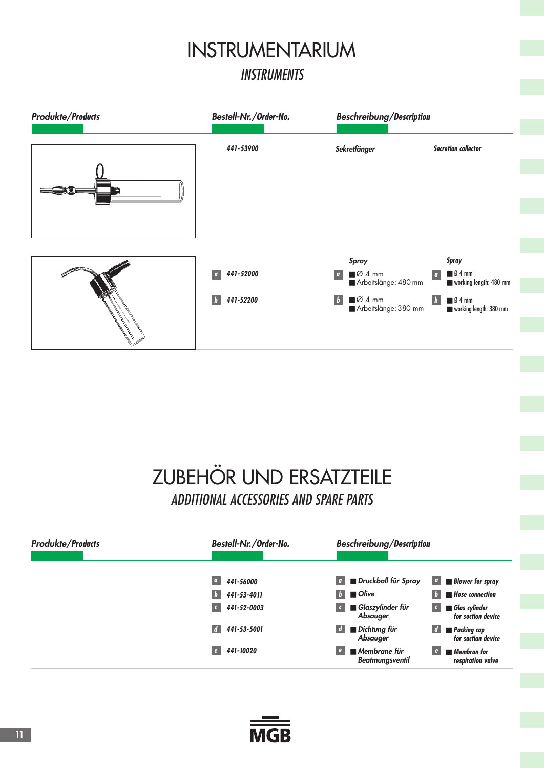# INSTRUMENTARIUM

## *INSTRUMENTS*

| Produkte/Products | Bestell-Nr./Order-No. | Beschreibung/Description | |
|---|---|---|---|
| | 441-53900 | Sekretfänger | Secretion collector |
| | | Spray | Spray |
| | a 441-52000 | a ■ Ø 4 mm ■ Arbeitslänge: 480 mm | a ■ Ø 4 mm ■ working length: 480 mm |
| | b 441-52200 | b ■ Ø 4 mm ■ Arbeitslänge: 380 mm | b ■ Ø 4 mm ■ working length: 380 mm |

# ZUBEHÖR UND ERSATZTEILE

## *ADDITIONAL ACCESSORIES AND SPARE PARTS*

| Produkte/Products | Bestell-Nr./Order-No. | Beschreibung/Description | |
|---|---|---|---|
| | a 441-56000 | a ■ Druckball für Spray | a ■ Blower for spray |
| | b 441-53-4011 | b ■ Olive | b ■ Hose connection |
| | c 441-52-0003 | c ■ Glaszylinder für Absauger | c ■ Glas cylinder for suction device |
| | d 441-53-5001 | d ■ Dichtung für Absauger | d ■ Packing cap for suction device |
| | e 441-10020 | e ■ Membrane für Beatmungsventil | e ■ Membran for respiration valve |

MGB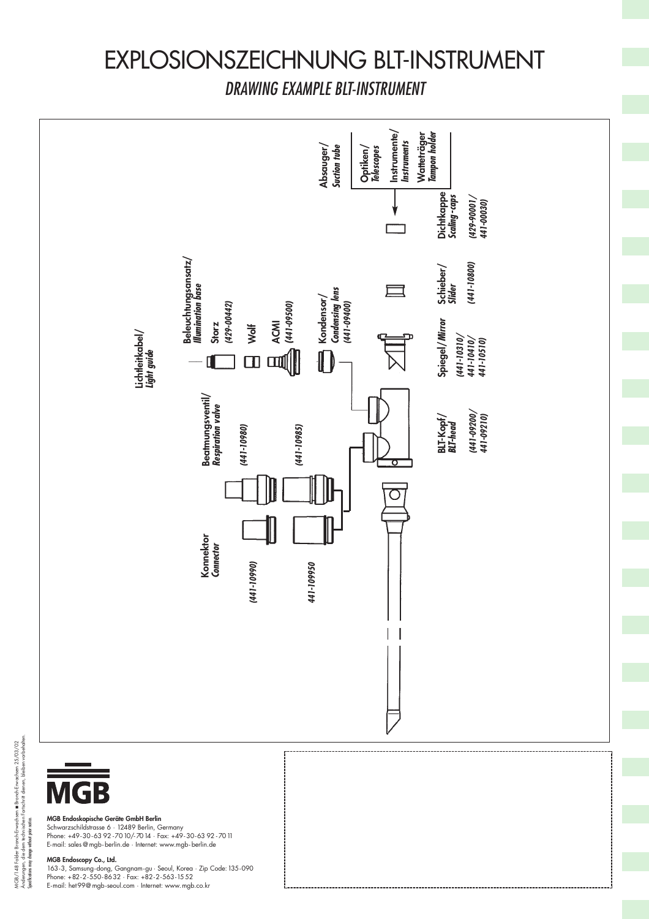# EXPLOSIONSZEICHNUNG BLT-INSTRUMENT

## *DRAWING EXAMPLE BLT-INSTRUMENT*

Lichtleitkabel/
*Light guide*

Beleuchtungsansatz/
*Illumination base*

Storz
*(429-00442)*

Wolf

ACMI
*(441-09500)*

Kondensor/
*Condensing lens*
*(441-09400)*

Absauger/
*Suction tube*

Optiken/
*Telescopes*

Instrumente/
*Instruments*

Watteträger
*Tampon holder*

Beatmungsventil/
*Respiration valve*

*(441-10980)*

*(441-10985)*

Konnektor
*Connector*

*(441-10990)*

*441-10995O*

BLT-Kopf/
*BLT-head*

*(441-09200/*
*441-09210)*

Spiegel/*Mirror*

*(441-10310/*
*441-10410/*
*441-10510)*

Schieber/
*Slider*

*(441-10800)*

Dichtkappe
*Sealing-caps*

*(429-90001/*
*441-00030)*

**MGB**

**MGB Endoskopische Geräte GmbH Berlin**
Schwarzschildstrasse 6 · 12489 Berlin, Germany
Phone: +49-30-63 92-70 10/-70 14 · Fax: +49-30-63 92-70 11
E-mail: sales@mgb-berlin.de · Internet: www.mgb-berlin.de

**MGB Endoscopy Co., Ltd.**
163-3, Samsung-dong, Gangnam-gu · Seoul, Korea · Zip Code: 135-090
Phone: +82-2-550-8632 · Fax: +82-2-563-15 52
E-mail: het99@mgb-seoul.com · Internet: www.mgb.co.kr

MGB/148 Folder Bronch-Erwachsen ■ Bronch-Erwachsen 25/03/02
Änderungen, die dem technischen Fortschritt dienen, bleiben vorbehalten.
Specifications may change without prior notice.